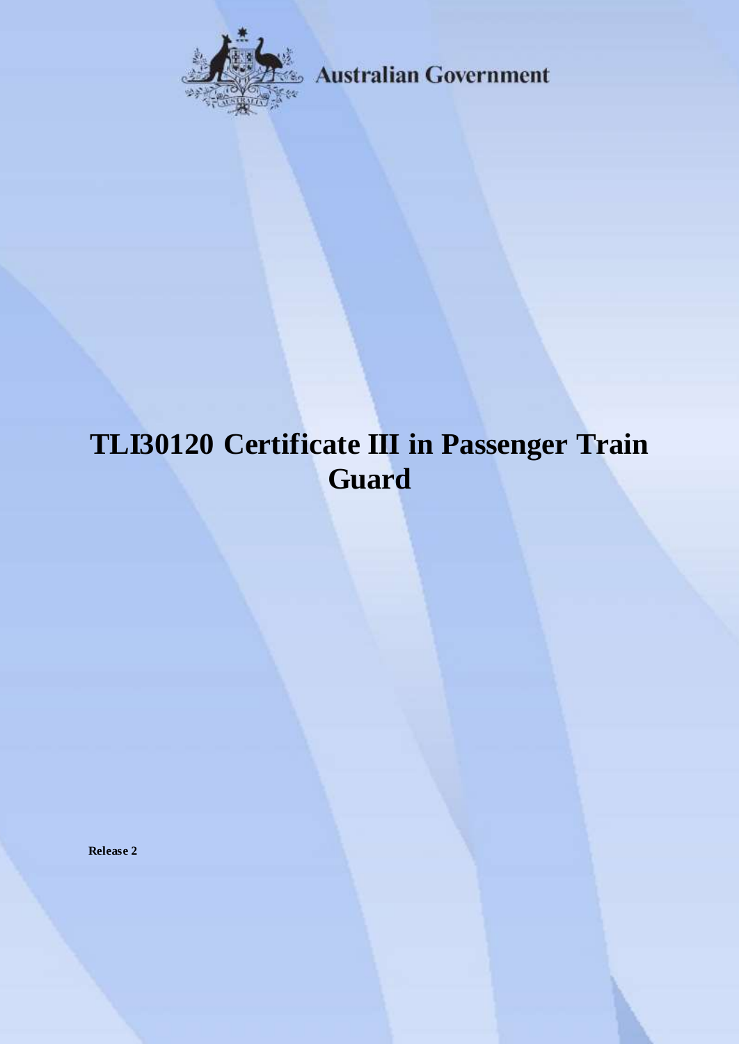Australian Government

# TLI30120 Certificate III in Passenger Train Guard

**Release 2**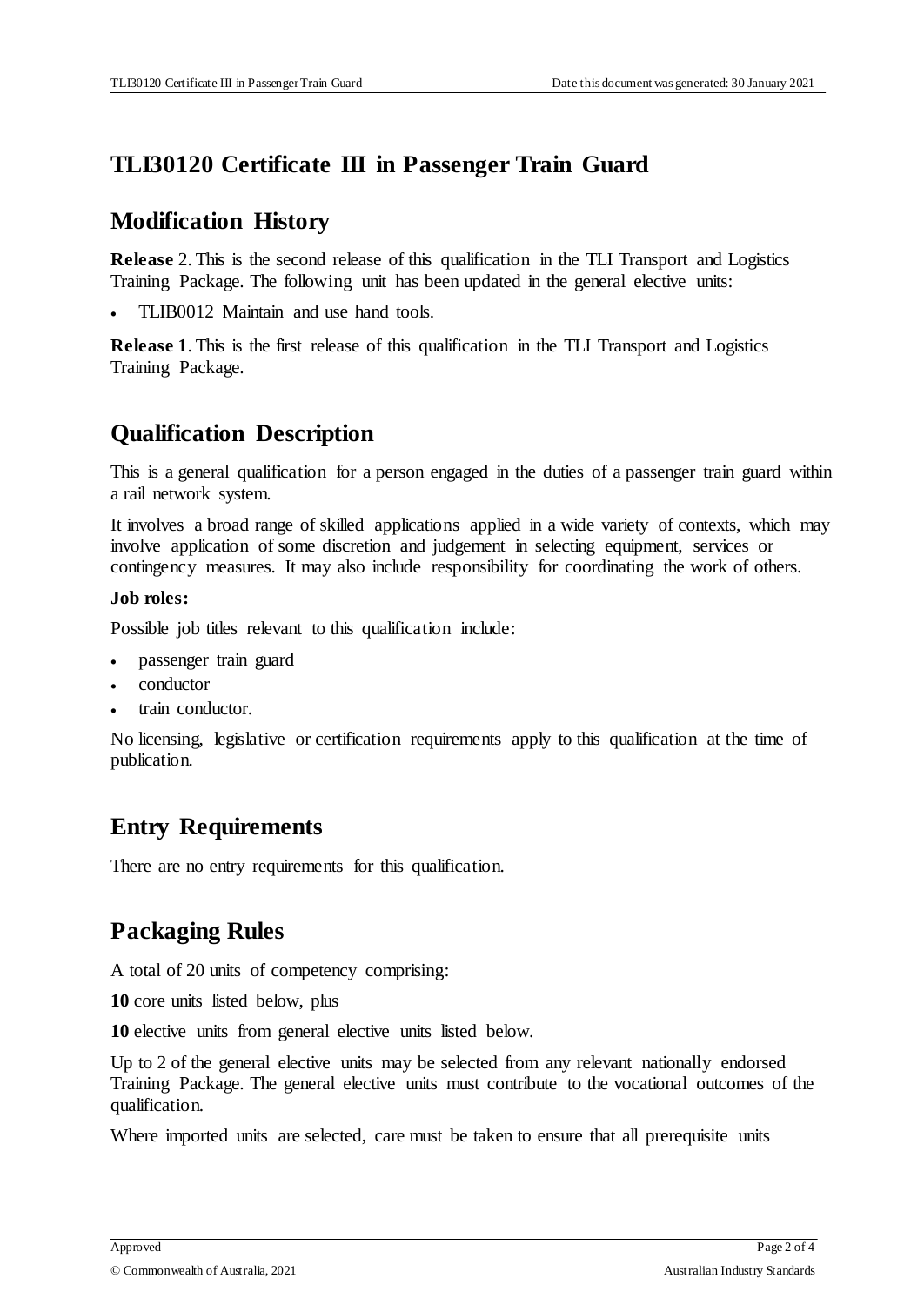# TLI30120 Certificate III in Passenger Train Guard

## Modification History

**Release** 2. This is the second release of this qualification in the TLI Transport and Logistics Training Package. The following unit has been updated in the general elective units:

- TLIB0012 Maintain and use hand tools.

**Release 1**. This is the first release of this qualification in the TLI Transport and Logistics Training Package.

## Qualification Description

This is a general qualification for a person engaged in the duties of a passenger train guard within a rail network system.

It involves a broad range of skilled applications applied in a wide variety of contexts, which may involve application of some discretion and judgement in selecting equipment, services or contingency measures. It may also include responsibility for coordinating the work of others.

**Job roles:**

Possible job titles relevant to this qualification include:

- passenger train guard
- conductor
- train conductor.

No licensing, legislative or certification requirements apply to this qualification at the time of publication.

## Entry Requirements

There are no entry requirements for this qualification.

## Packaging Rules

A total of 20 units of competency comprising:

**10** core units listed below, plus

**10** elective units from general elective units listed below.

Up to 2 of the general elective units may be selected from any relevant nationally endorsed Training Package. The general elective units must contribute to the vocational outcomes of the qualification.

Where imported units are selected, care must be taken to ensure that all prerequisite units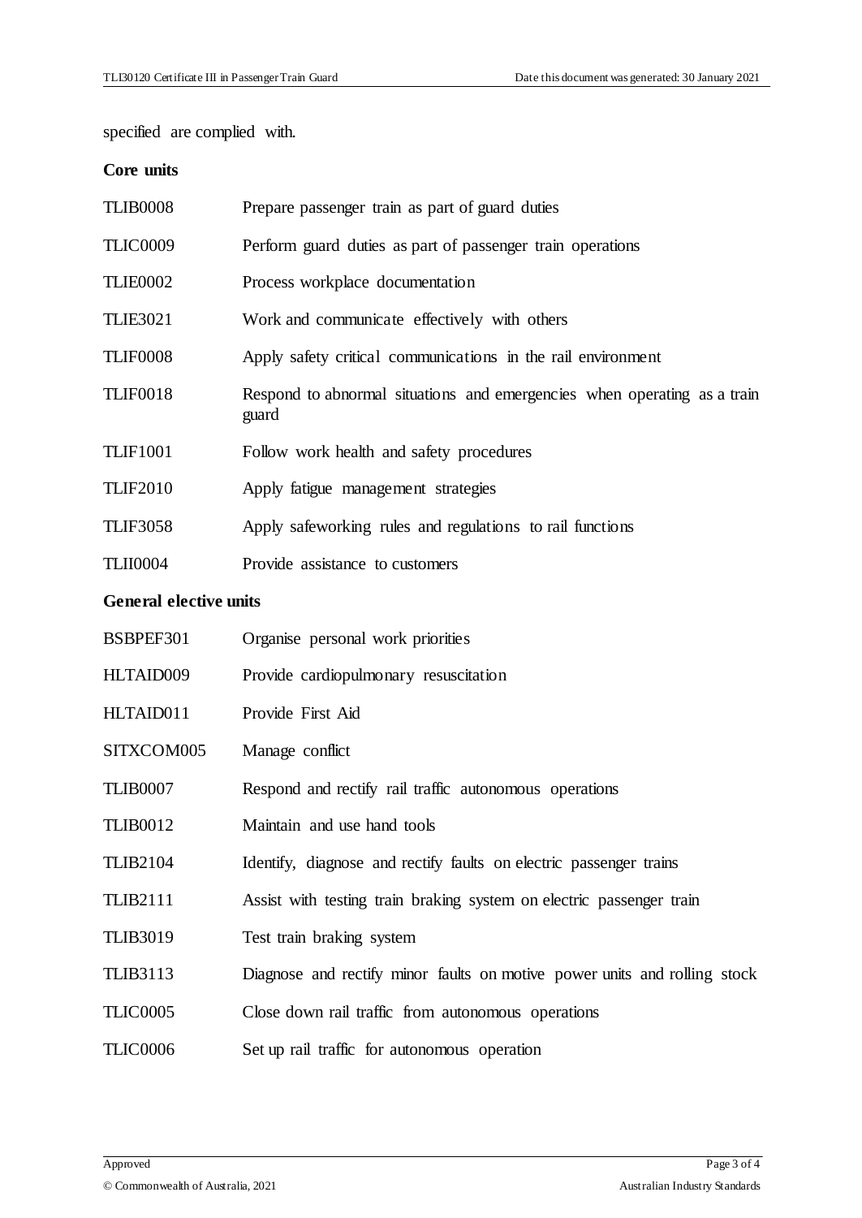specified are complied with.

**Core units**

| | |
|---|---|
| TLIB0008 | Prepare passenger train as part of guard duties |
| TLIC0009 | Perform guard duties as part of passenger train operations |
| TLIE0002 | Process workplace documentation |
| TLIE3021 | Work and communicate effectively with others |
| TLIF0008 | Apply safety critical communications in the rail environment |
| TLIF0018 | Respond to abnormal situations and emergencies when operating as a train guard |
| TLIF1001 | Follow work health and safety procedures |
| TLIF2010 | Apply fatigue management strategies |
| TLIF3058 | Apply safeworking rules and regulations to rail functions |
| TLII0004 | Provide assistance to customers |

**General elective units**

| | |
|---|---|
| BSBPEF301 | Organise personal work priorities |
| HLTAID009 | Provide cardiopulmonary resuscitation |
| HLTAID011 | Provide First Aid |
| SITXCOM005 | Manage conflict |
| TLIB0007 | Respond and rectify rail traffic autonomous operations |
| TLIB0012 | Maintain and use hand tools |
| TLIB2104 | Identify, diagnose and rectify faults on electric passenger trains |
| TLIB2111 | Assist with testing train braking system on electric passenger train |
| TLIB3019 | Test train braking system |
| TLIB3113 | Diagnose and rectify minor faults on motive power units and rolling stock |
| TLIC0005 | Close down rail traffic from autonomous operations |
| TLIC0006 | Set up rail traffic for autonomous operation |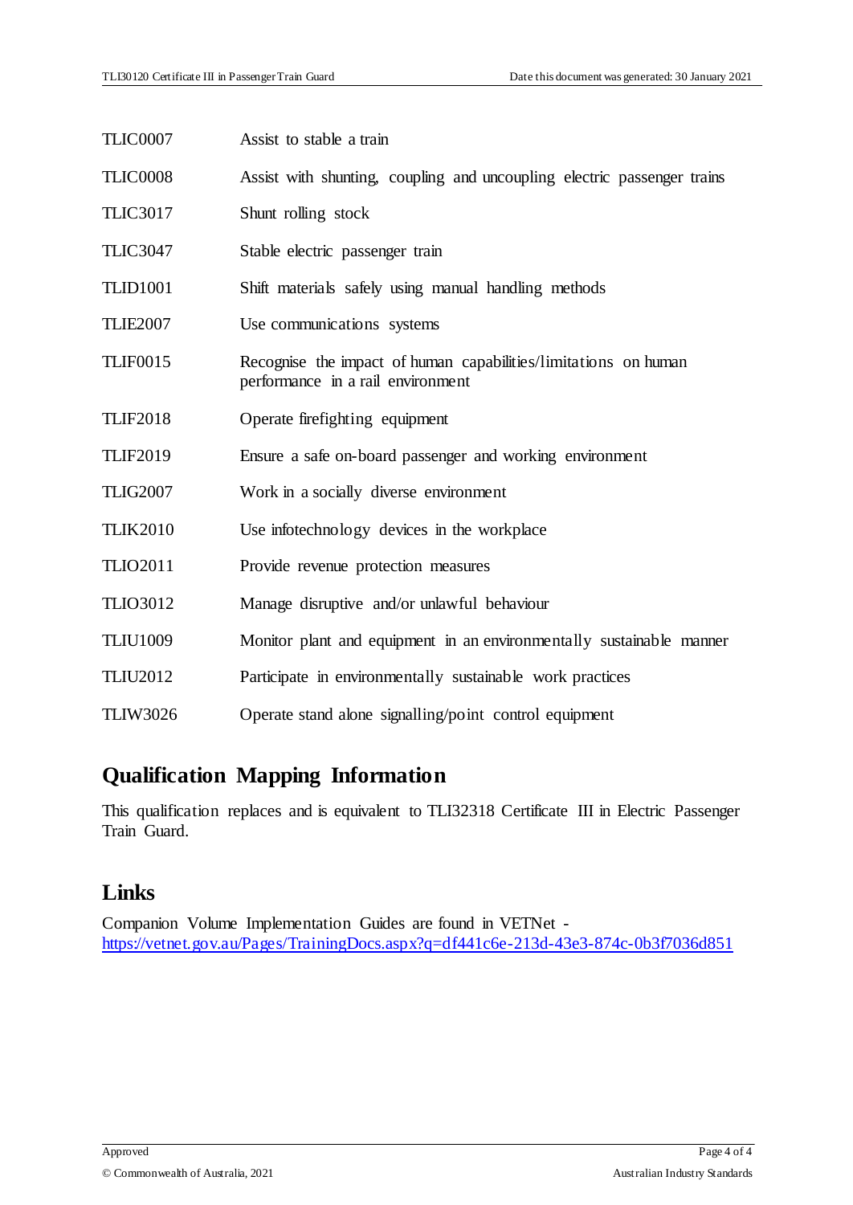| | |
|---|---|
| TLIC0007 | Assist to stable a train |
| TLIC0008 | Assist with shunting, coupling and uncoupling electric passenger trains |
| TLIC3017 | Shunt rolling stock |
| TLIC3047 | Stable electric passenger train |
| TLID1001 | Shift materials safely using manual handling methods |
| TLIE2007 | Use communications systems |
| TLIF0015 | Recognise the impact of human capabilities/limitations on human performance in a rail environment |
| TLIF2018 | Operate firefighting equipment |
| TLIF2019 | Ensure a safe on-board passenger and working environment |
| TLIG2007 | Work in a socially diverse environment |
| TLIK2010 | Use infotechnology devices in the workplace |
| TLIO2011 | Provide revenue protection measures |
| TLIO3012 | Manage disruptive and/or unlawful behaviour |
| TLIU1009 | Monitor plant and equipment in an environmentally sustainable manner |
| TLIU2012 | Participate in environmentally sustainable work practices |
| TLIW3026 | Operate stand alone signalling/point control equipment |

## Qualification Mapping Information

This qualification replaces and is equivalent to TLI32318 Certificate III in Electric Passenger Train Guard.

## Links

Companion Volume Implementation Guides are found in VETNet - https://vetnet.gov.au/Pages/TrainingDocs.aspx?q=df441c6e-213d-43e3-874c-0b3f7036d851